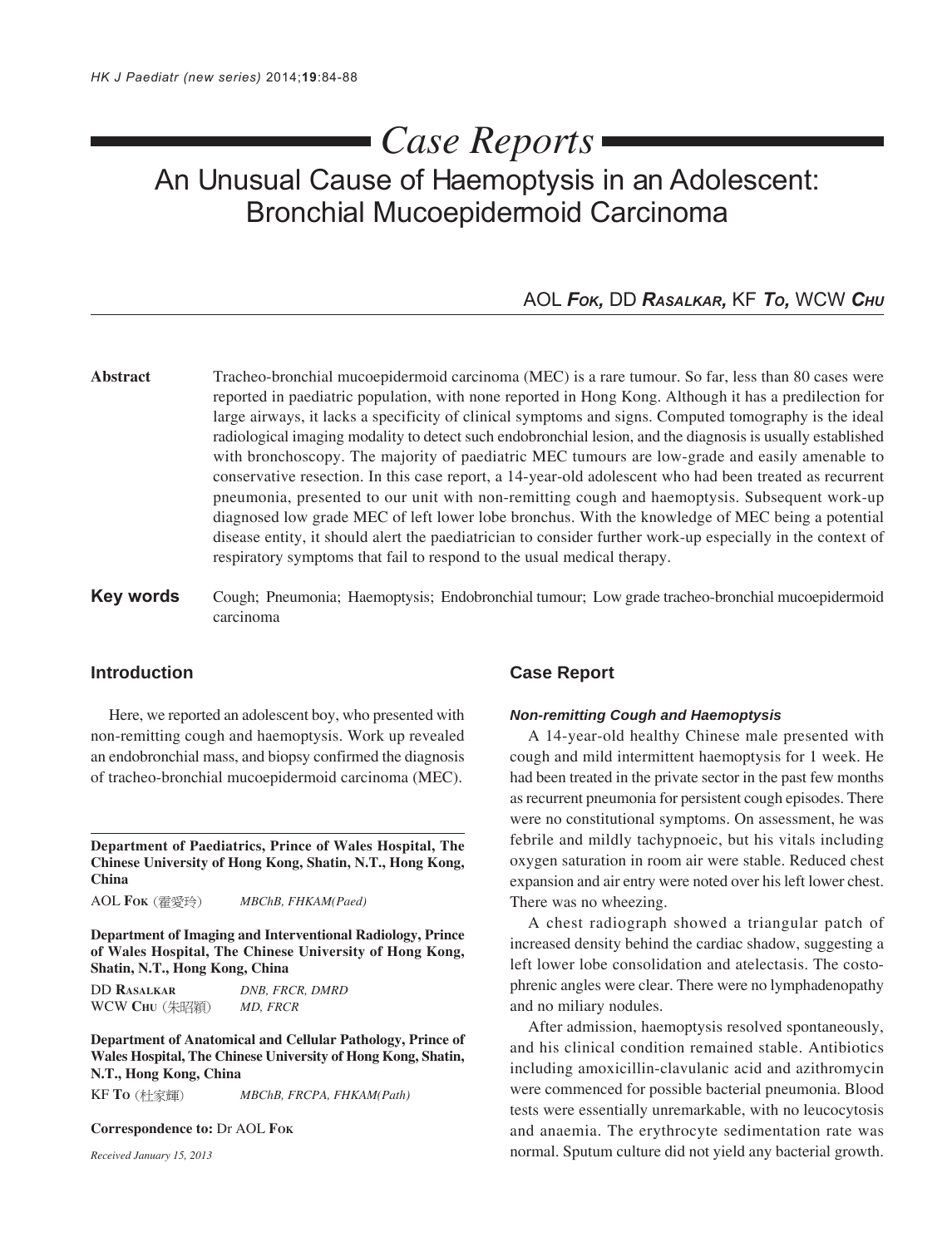# Case Reports

## An Unusual Cause of Haemoptysis in an Adolescent: Bronchial Mucoepidermoid Carcinoma

AOL **Fok**, DD **Rasalkar**, KF **To**, WCW **Chu**

**Abstract** Tracheo-bronchial mucoepidermoid carcinoma (MEC) is a rare tumour. So far, less than 80 cases were reported in paediatric population, with none reported in Hong Kong. Although it has a predilection for large airways, it lacks a specificity of clinical symptoms and signs. Computed tomography is the ideal radiological imaging modality to detect such endobronchial lesion, and the diagnosis is usually established with bronchoscopy. The majority of paediatric MEC tumours are low-grade and easily amenable to conservative resection. In this case report, a 14-year-old adolescent who had been treated as recurrent pneumonia, presented to our unit with non-remitting cough and haemoptysis. Subsequent work-up diagnosed low grade MEC of left lower lobe bronchus. With the knowledge of MEC being a potential disease entity, it should alert the paediatrician to consider further work-up especially in the context of respiratory symptoms that fail to respond to the usual medical therapy.

**Key words** Cough; Pneumonia; Haemoptysis; Endobronchial tumour; Low grade tracheo-bronchial mucoepidermoid carcinoma

### Introduction

Here, we reported an adolescent boy, who presented with non-remitting cough and haemoptysis. Work up revealed an endobronchial mass, and biopsy confirmed the diagnosis of tracheo-bronchial mucoepidermoid carcinoma (MEC).

**Department of Paediatrics, Prince of Wales Hospital, The Chinese University of Hong Kong, Shatin, N.T., Hong Kong, China**

AOL **Fok** (霍愛玲) *MBChB, FHKAM(Paed)*

**Department of Imaging and Interventional Radiology, Prince of Wales Hospital, The Chinese University of Hong Kong, Shatin, N.T., Hong Kong, China**

DD **Rasalkar** *DNB, FRCR, DMRD*
WCW **Chu** (朱昭穎) *MD, FRCR*

**Department of Anatomical and Cellular Pathology, Prince of Wales Hospital, The Chinese University of Hong Kong, Shatin, N.T., Hong Kong, China**

KF **To** (杜家輝) *MBChB, FRCPA, FHKAM(Path)*

**Correspondence to:** Dr AOL **Fok**

*Received January 15, 2013*

### Case Report

#### *Non-remitting Cough and Haemoptysis*

A 14-year-old healthy Chinese male presented with cough and mild intermittent haemoptysis for 1 week. He had been treated in the private sector in the past few months as recurrent pneumonia for persistent cough episodes. There were no constitutional symptoms. On assessment, he was febrile and mildly tachypnoeic, but his vitals including oxygen saturation in room air were stable. Reduced chest expansion and air entry were noted over his left lower chest. There was no wheezing.

A chest radiograph showed a triangular patch of increased density behind the cardiac shadow, suggesting a left lower lobe consolidation and atelectasis. The costo-phrenic angles were clear. There were no lymphadenopathy and no miliary nodules.

After admission, haemoptysis resolved spontaneously, and his clinical condition remained stable. Antibiotics including amoxicillin-clavulanic acid and azithromycin were commenced for possible bacterial pneumonia. Blood tests were essentially unremarkable, with no leucocytosis and anaemia. The erythrocyte sedimentation rate was normal. Sputum culture did not yield any bacterial growth.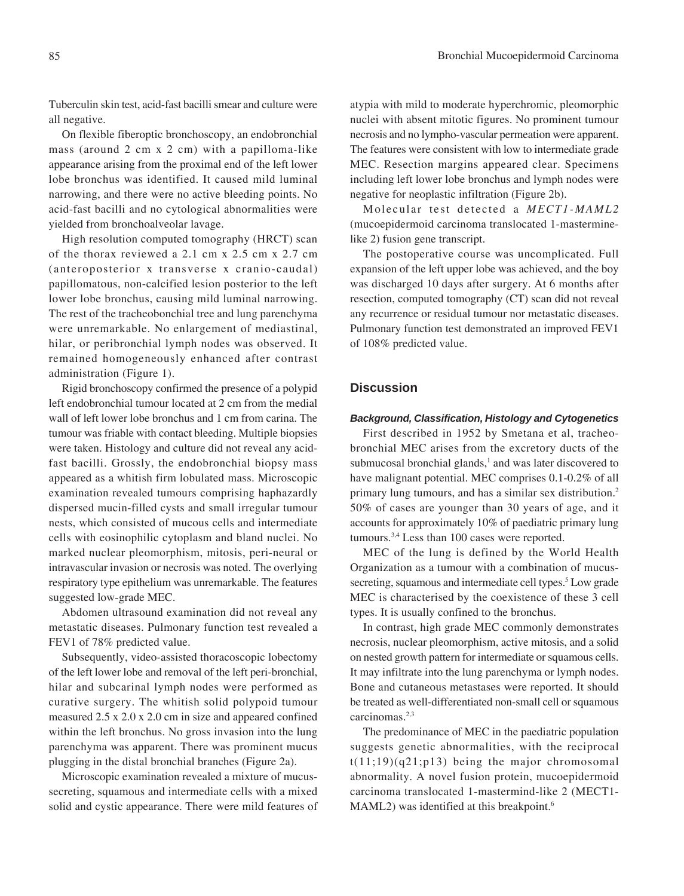Tuberculin skin test, acid-fast bacilli smear and culture were all negative.

On flexible fiberoptic bronchoscopy, an endobronchial mass (around 2 cm x 2 cm) with a papilloma-like appearance arising from the proximal end of the left lower lobe bronchus was identified. It caused mild luminal narrowing, and there were no active bleeding points. No acid-fast bacilli and no cytological abnormalities were yielded from bronchoalveolar lavage.

High resolution computed tomography (HRCT) scan of the thorax reviewed a 2.1 cm x 2.5 cm x 2.7 cm (anteroposterior x transverse x cranio-caudal) papillomatous, non-calcified lesion posterior to the left lower lobe bronchus, causing mild luminal narrowing. The rest of the tracheobonchial tree and lung parenchyma were unremarkable. No enlargement of mediastinal, hilar, or peribronchial lymph nodes was observed. It remained homogeneously enhanced after contrast administration (Figure 1).

Rigid bronchoscopy confirmed the presence of a polypid left endobronchial tumour located at 2 cm from the medial wall of left lower lobe bronchus and 1 cm from carina. The tumour was friable with contact bleeding. Multiple biopsies were taken. Histology and culture did not reveal any acid-fast bacilli. Grossly, the endobronchial biopsy mass appeared as a whitish firm lobulated mass. Microscopic examination revealed tumours comprising haphazardly dispersed mucin-filled cysts and small irregular tumour nests, which consisted of mucous cells and intermediate cells with eosinophilic cytoplasm and bland nuclei. No marked nuclear pleomorphism, mitosis, peri-neural or intravascular invasion or necrosis was noted. The overlying respiratory type epithelium was unremarkable. The features suggested low-grade MEC.

Abdomen ultrasound examination did not reveal any metastatic diseases. Pulmonary function test revealed a FEV1 of 78% predicted value.

Subsequently, video-assisted thoracoscopic lobectomy of the left lower lobe and removal of the left peri-bronchial, hilar and subcarinal lymph nodes were performed as curative surgery. The whitish solid polypoid tumour measured 2.5 x 2.0 x 2.0 cm in size and appeared confined within the left bronchus. No gross invasion into the lung parenchyma was apparent. There was prominent mucus plugging in the distal bronchial branches (Figure 2a).

Microscopic examination revealed a mixture of mucus-secreting, squamous and intermediate cells with a mixed solid and cystic appearance. There were mild features of atypia with mild to moderate hyperchromic, pleomorphic nuclei with absent mitotic figures. No prominent tumour necrosis and no lympho-vascular permeation were apparent. The features were consistent with low to intermediate grade MEC. Resection margins appeared clear. Specimens including left lower lobe bronchus and lymph nodes were negative for neoplastic infiltration (Figure 2b).

Molecular test detected a *MECT1-MAML2* (mucoepidermoid carcinoma translocated 1-mastermine-like 2) fusion gene transcript.

The postoperative course was uncomplicated. Full expansion of the left upper lobe was achieved, and the boy was discharged 10 days after surgery. At 6 months after resection, computed tomography (CT) scan did not reveal any recurrence or residual tumour nor metastatic diseases. Pulmonary function test demonstrated an improved FEV1 of 108% predicted value.

## Discussion

### *Background, Classification, Histology and Cytogenetics*

First described in 1952 by Smetana et al, tracheobronchial MEC arises from the excretory ducts of the submucosal bronchial glands,[1] and was later discovered to have malignant potential. MEC comprises 0.1-0.2% of all primary lung tumours, and has a similar sex distribution.[2] 50% of cases are younger than 30 years of age, and it accounts for approximately 10% of paediatric primary lung tumours.[3,4] Less than 100 cases were reported.

MEC of the lung is defined by the World Health Organization as a tumour with a combination of mucus-secreting, squamous and intermediate cell types.[5] Low grade MEC is characterised by the coexistence of these 3 cell types. It is usually confined to the bronchus.

In contrast, high grade MEC commonly demonstrates necrosis, nuclear pleomorphism, active mitosis, and a solid on nested growth pattern for intermediate or squamous cells. It may infiltrate into the lung parenchyma or lymph nodes. Bone and cutaneous metastases were reported. It should be treated as well-differentiated non-small cell or squamous carcinomas.[2,3]

The predominance of MEC in the paediatric population suggests genetic abnormalities, with the reciprocal t(11;19)(q21;p13) being the major chromosomal abnormality. A novel fusion protein, mucoepidermoid carcinoma translocated 1-mastermind-like 2 (MECT1-MAML2) was identified at this breakpoint.[6]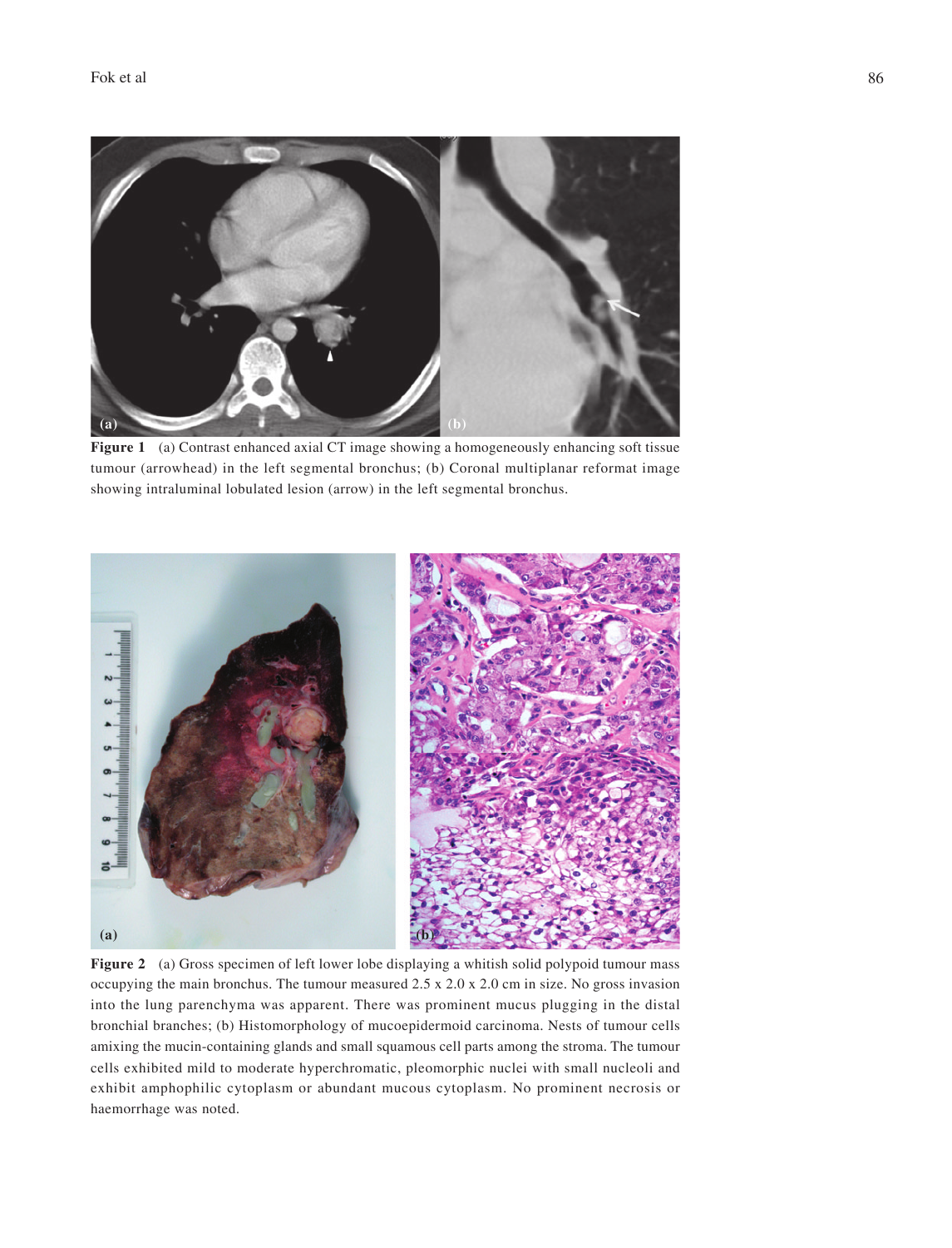**Figure 1** (a) Contrast enhanced axial CT image showing a homogeneously enhancing soft tissue tumour (arrowhead) in the left segmental bronchus; (b) Coronal multiplanar reformat image showing intraluminal lobulated lesion (arrow) in the left segmental bronchus.

**Figure 2** (a) Gross specimen of left lower lobe displaying a whitish solid polypoid tumour mass occupying the main bronchus. The tumour measured 2.5 x 2.0 x 2.0 cm in size. No gross invasion into the lung parenchyma was apparent. There was prominent mucus plugging in the distal bronchial branches; (b) Histomorphology of mucoepidermoid carcinoma. Nests of tumour cells amixing the mucin-containing glands and small squamous cell parts among the stroma. The tumour cells exhibited mild to moderate hyperchromatic, pleomorphic nuclei with small nucleoli and exhibit amphophilic cytoplasm or abundant mucous cytoplasm. No prominent necrosis or haemorrhage was noted.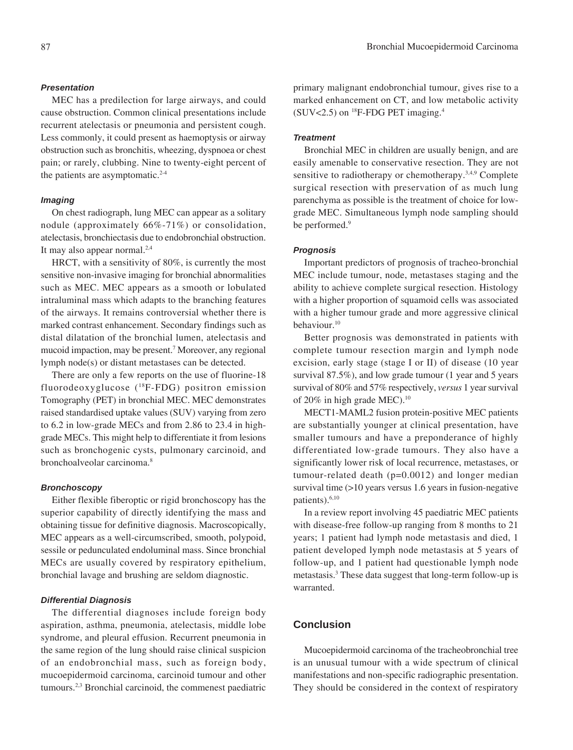### *Presentation*

MEC has a predilection for large airways, and could cause obstruction. Common clinical presentations include recurrent atelectasis or pneumonia and persistent cough. Less commonly, it could present as haemoptysis or airway obstruction such as bronchitis, wheezing, dyspnoea or chest pain; or rarely, clubbing. Nine to twenty-eight percent of the patients are asymptomatic.[2-4]

### *Imaging*

On chest radiograph, lung MEC can appear as a solitary nodule (approximately 66%-71%) or consolidation, atelectasis, bronchiectasis due to endobronchial obstruction. It may also appear normal.[2,4]

HRCT, with a sensitivity of 80%, is currently the most sensitive non-invasive imaging for bronchial abnormalities such as MEC. MEC appears as a smooth or lobulated intraluminal mass which adapts to the branching features of the airways. It remains controversial whether there is marked contrast enhancement. Secondary findings such as distal dilatation of the bronchial lumen, atelectasis and mucoid impaction, may be present.[7] Moreover, any regional lymph node(s) or distant metastases can be detected.

There are only a few reports on the use of fluorine-18 fluorodeoxyglucose ($^{18}$F-FDG) positron emission Tomography (PET) in bronchial MEC. MEC demonstrates raised standardised uptake values (SUV) varying from zero to 6.2 in low-grade MECs and from 2.86 to 23.4 in high-grade MECs. This might help to differentiate it from lesions such as bronchogenic cysts, pulmonary carcinoid, and bronchoalveolar carcinoma.[8]

### *Bronchoscopy*

Either flexible fiberoptic or rigid bronchoscopy has the superior capability of directly identifying the mass and obtaining tissue for definitive diagnosis. Macroscopically, MEC appears as a well-circumscribed, smooth, polypoid, sessile or pedunculated endoluminal mass. Since bronchial MECs are usually covered by respiratory epithelium, bronchial lavage and brushing are seldom diagnostic.

### *Differential Diagnosis*

The differential diagnoses include foreign body aspiration, asthma, pneumonia, atelectasis, middle lobe syndrome, and pleural effusion. Recurrent pneumonia in the same region of the lung should raise clinical suspicion of an endobronchial mass, such as foreign body, mucoepidermoid carcinoma, carcinoid tumour and other tumours.[2,3] Bronchial carcinoid, the commenest paediatric primary malignant endobronchial tumour, gives rise to a marked enhancement on CT, and low metabolic activity (SUV<2.5) on $^{18}$F-FDG PET imaging.[4]

### *Treatment*

Bronchial MEC in children are usually benign, and are easily amenable to conservative resection. They are not sensitive to radiotherapy or chemotherapy.[3,4,9] Complete surgical resection with preservation of as much lung parenchyma as possible is the treatment of choice for low-grade MEC. Simultaneous lymph node sampling should be performed.[9]

### *Prognosis*

Important predictors of prognosis of tracheo-bronchial MEC include tumour, node, metastases staging and the ability to achieve complete surgical resection. Histology with a higher proportion of squamoid cells was associated with a higher tumour grade and more aggressive clinical behaviour.[10]

Better prognosis was demonstrated in patients with complete tumour resection margin and lymph node excision, early stage (stage I or II) of disease (10 year survival 87.5%), and low grade tumour (1 year and 5 years survival of 80% and 57% respectively, *versus* 1 year survival of 20% in high grade MEC).[10]

MECT1-MAML2 fusion protein-positive MEC patients are substantially younger at clinical presentation, have smaller tumours and have a preponderance of highly differentiated low-grade tumours. They also have a significantly lower risk of local recurrence, metastases, or tumour-related death ($p=0.0012$) and longer median survival time (>10 years versus 1.6 years in fusion-negative patients).[6,10]

In a review report involving 45 paediatric MEC patients with disease-free follow-up ranging from 8 months to 21 years; 1 patient had lymph node metastasis and died, 1 patient developed lymph node metastasis at 5 years of follow-up, and 1 patient had questionable lymph node metastasis.[3] These data suggest that long-term follow-up is warranted.

## Conclusion

Mucoepidermoid carcinoma of the tracheobronchial tree is an unusual tumour with a wide spectrum of clinical manifestations and non-specific radiographic presentation. They should be considered in the context of respiratory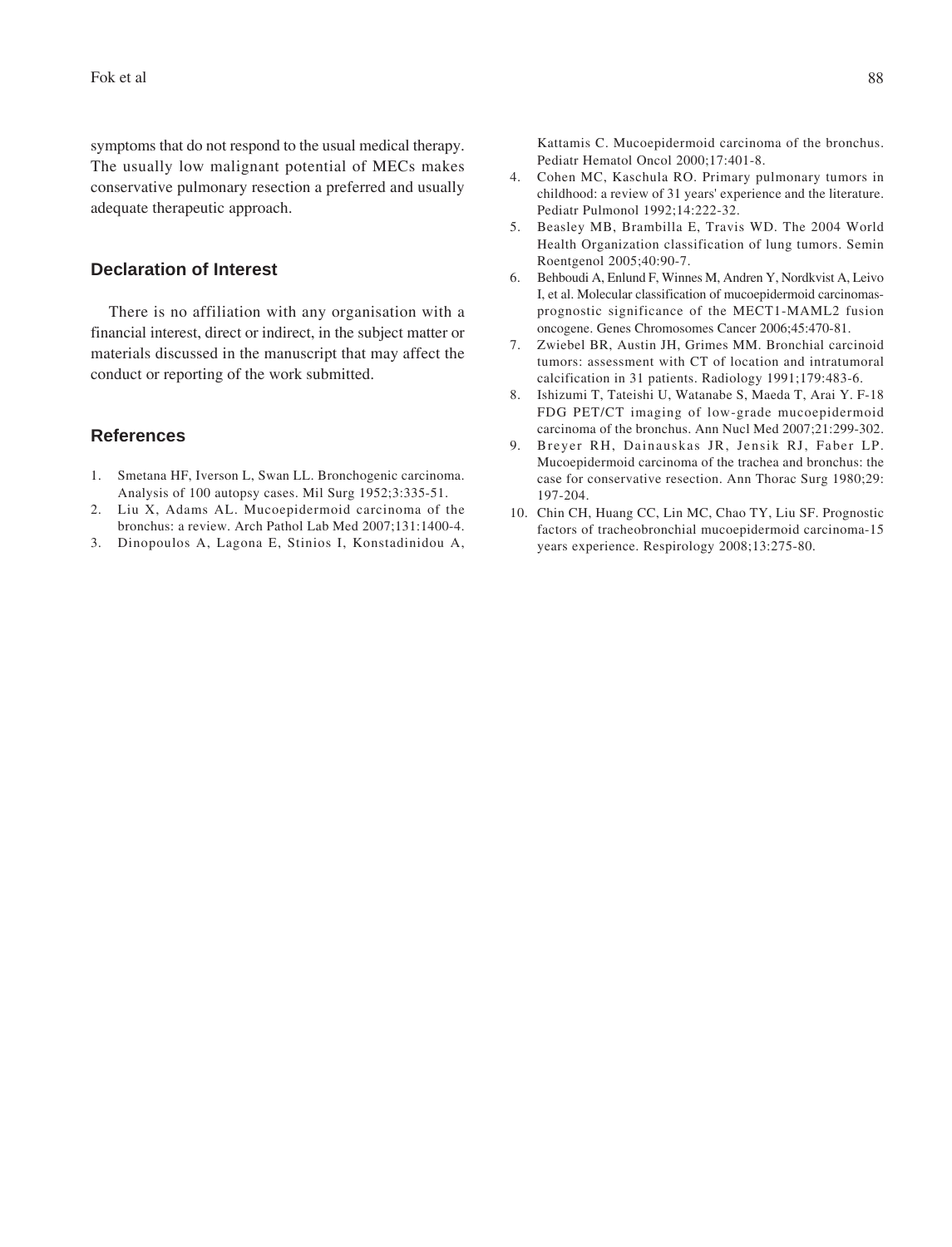symptoms that do not respond to the usual medical therapy. The usually low malignant potential of MECs makes conservative pulmonary resection a preferred and usually adequate therapeutic approach.

## Declaration of Interest

There is no affiliation with any organisation with a financial interest, direct or indirect, in the subject matter or materials discussed in the manuscript that may affect the conduct or reporting of the work submitted.

## References

1. Smetana HF, Iverson L, Swan LL. Bronchogenic carcinoma. Analysis of 100 autopsy cases. Mil Surg 1952;3:335-51.
2. Liu X, Adams AL. Mucoepidermoid carcinoma of the bronchus: a review. Arch Pathol Lab Med 2007;131:1400-4.
3. Dinopoulos A, Lagona E, Stinios I, Konstadinidou A, Kattamis C. Mucoepidermoid carcinoma of the bronchus. Pediatr Hematol Oncol 2000;17:401-8.
4. Cohen MC, Kaschula RO. Primary pulmonary tumors in childhood: a review of 31 years' experience and the literature. Pediatr Pulmonol 1992;14:222-32.
5. Beasley MB, Brambilla E, Travis WD. The 2004 World Health Organization classification of lung tumors. Semin Roentgenol 2005;40:90-7.
6. Behboudi A, Enlund F, Winnes M, Andren Y, Nordkvist A, Leivo I, et al. Molecular classification of mucoepidermoid carcinomas-prognostic significance of the MECT1-MAML2 fusion oncogene. Genes Chromosomes Cancer 2006;45:470-81.
7. Zwiebel BR, Austin JH, Grimes MM. Bronchial carcinoid tumors: assessment with CT of location and intratumoral calcification in 31 patients. Radiology 1991;179:483-6.
8. Ishizumi T, Tateishi U, Watanabe S, Maeda T, Arai Y. F-18 FDG PET/CT imaging of low-grade mucoepidermoid carcinoma of the bronchus. Ann Nucl Med 2007;21:299-302.
9. Breyer RH, Dainauskas JR, Jensik RJ, Faber LP. Mucoepidermoid carcinoma of the trachea and bronchus: the case for conservative resection. Ann Thorac Surg 1980;29: 197-204.
10. Chin CH, Huang CC, Lin MC, Chao TY, Liu SF. Prognostic factors of tracheobronchial mucoepidermoid carcinoma-15 years experience. Respirology 2008;13:275-80.